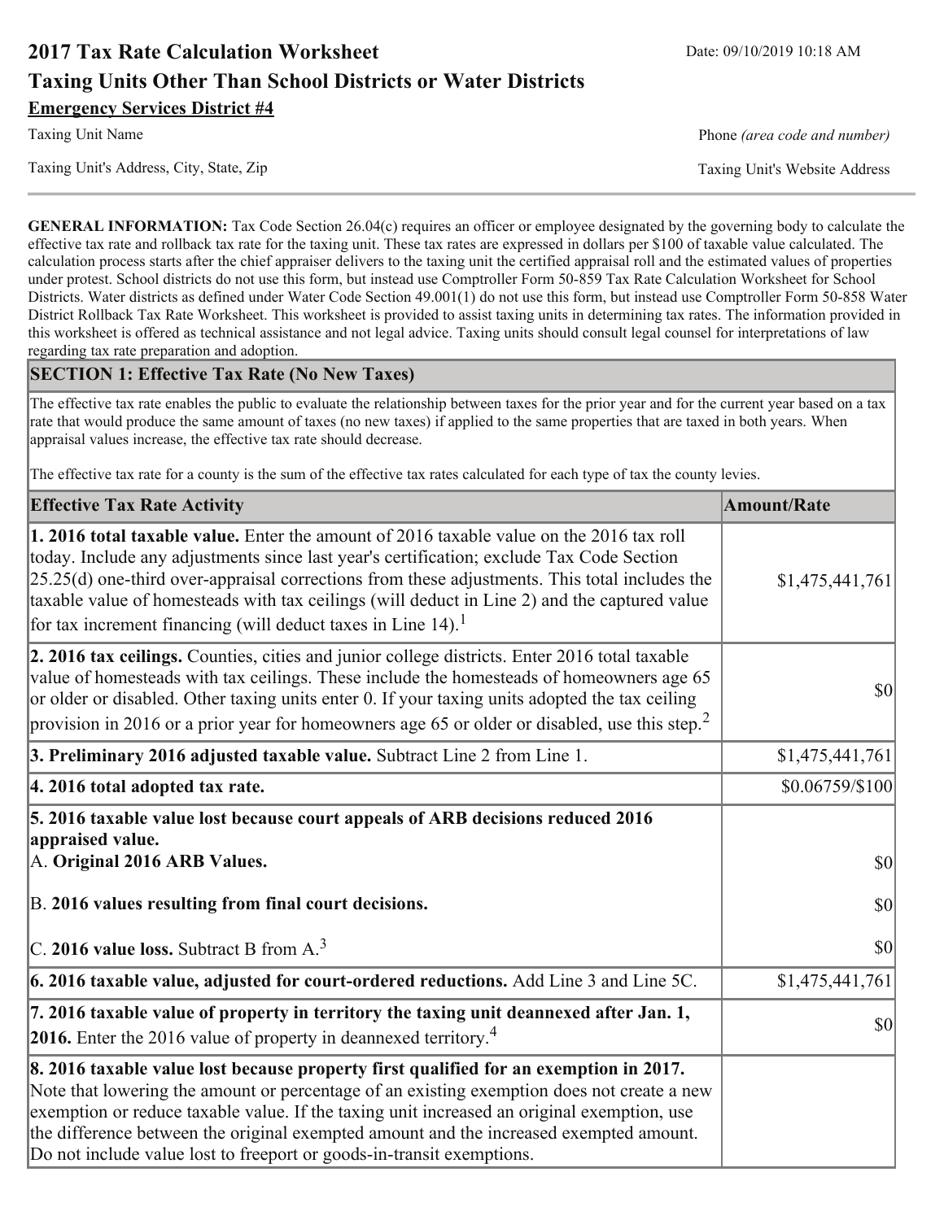# 2017 Tax Rate Calculation Worksheet

Date: 09/10/2019 10:18 AM

## Taxing Units Other Than School Districts or Water Districts

**Emergency Services District #4**

Taxing Unit Name

Phone *(area code and number)*

Taxing Unit's Address, City, State, Zip

Taxing Unit's Website Address

---

**GENERAL INFORMATION:** Tax Code Section 26.04(c) requires an officer or employee designated by the governing body to calculate the effective tax rate and rollback tax rate for the taxing unit. These tax rates are expressed in dollars per $100 of taxable value calculated. The calculation process starts after the chief appraiser delivers to the taxing unit the certified appraisal roll and the estimated values of properties under protest. School districts do not use this form, but instead use Comptroller Form 50-859 Tax Rate Calculation Worksheet for School Districts. Water districts as defined under Water Code Section 49.001(1) do not use this form, but instead use Comptroller Form 50-858 Water District Rollback Tax Rate Worksheet. This worksheet is provided to assist taxing units in determining tax rates. The information provided in this worksheet is offered as technical assistance and not legal advice. Taxing units should consult legal counsel for interpretations of law regarding tax rate preparation and adoption.

### SECTION 1: Effective Tax Rate (No New Taxes)

The effective tax rate enables the public to evaluate the relationship between taxes for the prior year and for the current year based on a tax rate that would produce the same amount of taxes (no new taxes) if applied to the same properties that are taxed in both years. When appraisal values increase, the effective tax rate should decrease.

The effective tax rate for a county is the sum of the effective tax rates calculated for each type of tax the county levies.

| Effective Tax Rate Activity | Amount/Rate |
|---|---|
| **1. 2016 total taxable value.** Enter the amount of 2016 taxable value on the 2016 tax roll today. Include any adjustments since last year's certification; exclude Tax Code Section 25.25(d) one-third over-appraisal corrections from these adjustments. This total includes the taxable value of homesteads with tax ceilings (will deduct in Line 2) and the captured value for tax increment financing (will deduct taxes in Line 14).[1] | $1,475,441,761 |
| **2. 2016 tax ceilings.** Counties, cities and junior college districts. Enter 2016 total taxable value of homesteads with tax ceilings. These include the homesteads of homeowners age 65 or older or disabled. Other taxing units enter 0. If your taxing units adopted the tax ceiling provision in 2016 or a prior year for homeowners age 65 or older or disabled, use this step.[2] | $0 |
| **3. Preliminary 2016 adjusted taxable value.** Subtract Line 2 from Line 1. | $1,475,441,761 |
| **4. 2016 total adopted tax rate.** | $0.06759/$100 |
| **5. 2016 taxable value lost because court appeals of ARB decisions reduced 2016 appraised value.** | |
| A. **Original 2016 ARB Values.** | $0 |
| B. **2016 values resulting from final court decisions.** | $0 |
| C. **2016 value loss.** Subtract B from A.[3] | $0 |
| **6. 2016 taxable value, adjusted for court-ordered reductions.** Add Line 3 and Line 5C. | $1,475,441,761 |
| **7. 2016 taxable value of property in territory the taxing unit deannexed after Jan. 1, 2016.** Enter the 2016 value of property in deannexed territory.[4] | $0 |
| **8. 2016 taxable value lost because property first qualified for an exemption in 2017.** Note that lowering the amount or percentage of an existing exemption does not create a new exemption or reduce taxable value. If the taxing unit increased an original exemption, use the difference between the original exempted amount and the increased exempted amount. Do not include value lost to freeport or goods-in-transit exemptions. | |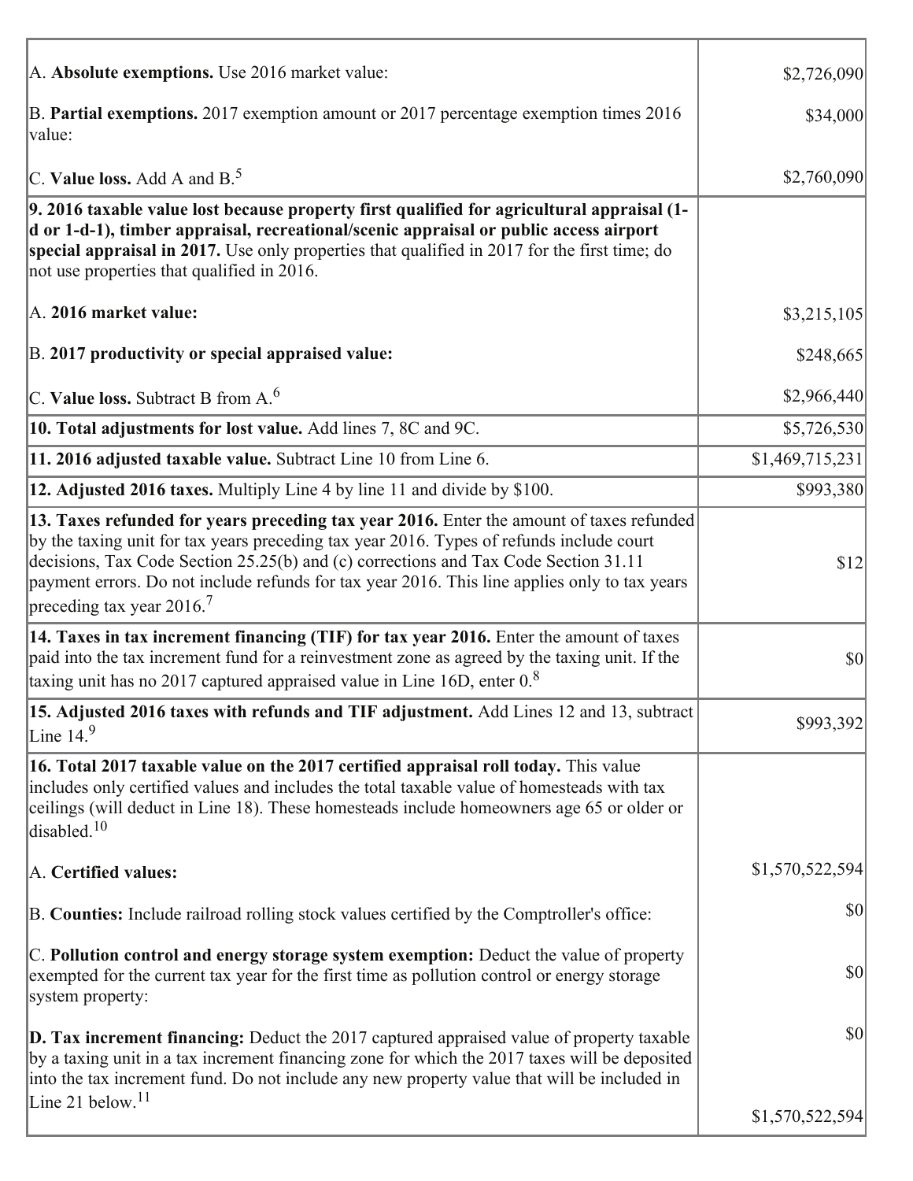| | |
|---|---|
| A. **Absolute exemptions.** Use 2016 market value: | $2,726,090 |
| B. **Partial exemptions.** 2017 exemption amount or 2017 percentage exemption times 2016 value: | $34,000 |
| C. **Value loss.** Add A and B.[5] | $2,760,090 |
| **9. 2016 taxable value lost because property first qualified for agricultural appraisal (1-d or 1-d-1), timber appraisal, recreational/scenic appraisal or public access airport special appraisal in 2017.** Use only properties that qualified in 2017 for the first time; do not use properties that qualified in 2016.<br><br>A. **2016 market value:**<br><br>B. **2017 productivity or special appraised value:**<br><br>C. **Value loss.** Subtract B from A.[6] | <br><br><br><br>$3,215,105<br><br>$248,665<br><br>$2,966,440 |
| **10. Total adjustments for lost value.** Add lines 7, 8C and 9C. | $5,726,530 |
| **11. 2016 adjusted taxable value.** Subtract Line 10 from Line 6. | $1,469,715,231 |
| **12. Adjusted 2016 taxes.** Multiply Line 4 by line 11 and divide by $100. | $993,380 |
| **13. Taxes refunded for years preceding tax year 2016.** Enter the amount of taxes refunded by the taxing unit for tax years preceding tax year 2016. Types of refunds include court decisions, Tax Code Section 25.25(b) and (c) corrections and Tax Code Section 31.11 payment errors. Do not include refunds for tax year 2016. This line applies only to tax years preceding tax year 2016.[7] | $12 |
| **14. Taxes in tax increment financing (TIF) for tax year 2016.** Enter the amount of taxes paid into the tax increment fund for a reinvestment zone as agreed by the taxing unit. If the taxing unit has no 2017 captured appraised value in Line 16D, enter 0.[8] | $0 |
| **15. Adjusted 2016 taxes with refunds and TIF adjustment.** Add Lines 12 and 13, subtract Line 14.[9] | $993,392 |
| **16. Total 2017 taxable value on the 2017 certified appraisal roll today.** This value includes only certified values and includes the total taxable value of homesteads with tax ceilings (will deduct in Line 18). These homesteads include homeowners age 65 or older or disabled.[10]<br><br>A. **Certified values:**<br><br>B. **Counties:** Include railroad rolling stock values certified by the Comptroller's office:<br><br>C. **Pollution control and energy storage system exemption:** Deduct the value of property exempted for the current tax year for the first time as pollution control or energy storage system property:<br><br>**D. Tax increment financing:** Deduct the 2017 captured appraised value of property taxable by a taxing unit in a tax increment financing zone for which the 2017 taxes will be deposited into the tax increment fund. Do not include any new property value that will be included in Line 21 below.[11] | <br><br><br><br>$1,570,522,594<br><br>$0<br><br>$0<br><br>$0<br><br>$1,570,522,594 |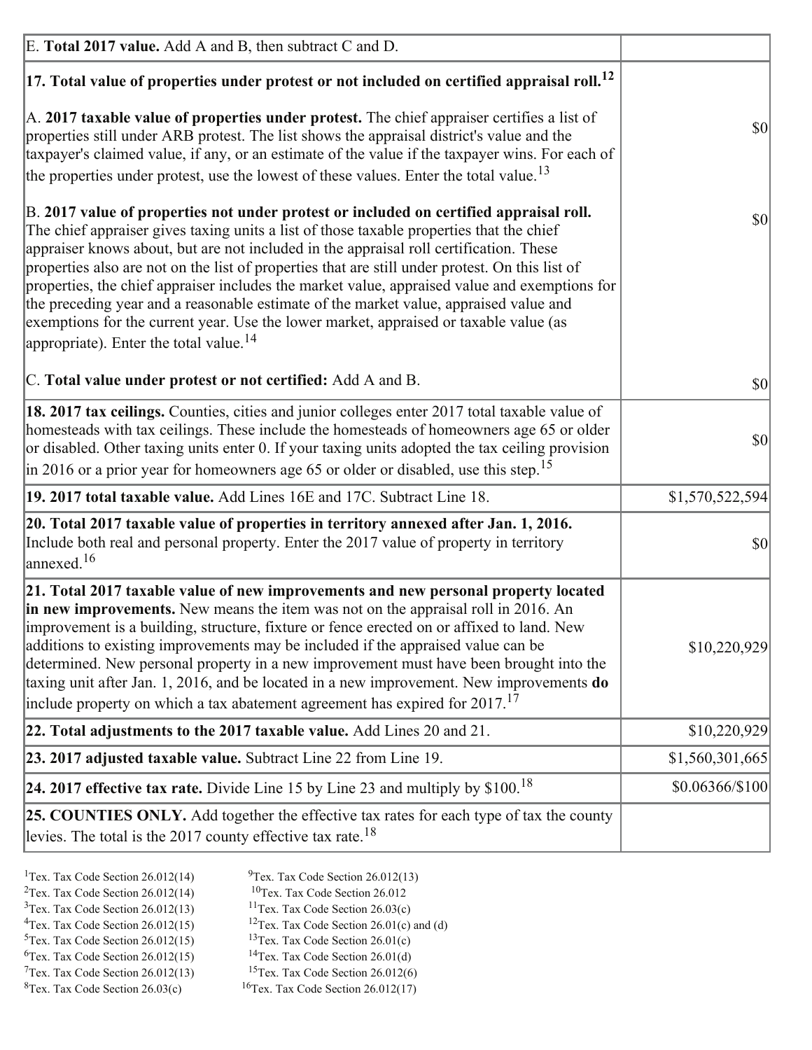| | |
|---|---|
| E. **Total 2017 value.** Add A and B, then subtract C and D. | |
| **17. Total value of properties under protest or not included on certified appraisal roll.**[12] | |
| A. **2017 taxable value of properties under protest.** The chief appraiser certifies a list of properties still under ARB protest. The list shows the appraisal district's value and the taxpayer's claimed value, if any, or an estimate of the value if the taxpayer wins. For each of the properties under protest, use the lowest of these values. Enter the total value.[13] | $0 |
| B. **2017 value of properties not under protest or included on certified appraisal roll.** The chief appraiser gives taxing units a list of those taxable properties that the chief appraiser knows about, but are not included in the appraisal roll certification. These properties also are not on the list of properties that are still under protest. On this list of properties, the chief appraiser includes the market value, appraised value and exemptions for the preceding year and a reasonable estimate of the market value, appraised value and exemptions for the current year. Use the lower market, appraised or taxable value (as appropriate). Enter the total value.[14] | $0 |
| C. **Total value under protest or not certified:** Add A and B. | $0 |
| **18. 2017 tax ceilings.** Counties, cities and junior colleges enter 2017 total taxable value of homesteads with tax ceilings. These include the homesteads of homeowners age 65 or older or disabled. Other taxing units enter 0. If your taxing units adopted the tax ceiling provision in 2016 or a prior year for homeowners age 65 or older or disabled, use this step.[15] | $0 |
| **19. 2017 total taxable value.** Add Lines 16E and 17C. Subtract Line 18. | $1,570,522,594 |
| **20. Total 2017 taxable value of properties in territory annexed after Jan. 1, 2016.** Include both real and personal property. Enter the 2017 value of property in territory annexed.[16] | $0 |
| **21. Total 2017 taxable value of new improvements and new personal property located in new improvements.** New means the item was not on the appraisal roll in 2016. An improvement is a building, structure, fixture or fence erected on or affixed to land. New additions to existing improvements may be included if the appraised value can be determined. New personal property in a new improvement must have been brought into the taxing unit after Jan. 1, 2016, and be located in a new improvement. New improvements **do** include property on which a tax abatement agreement has expired for 2017.[17] | $10,220,929 |
| **22. Total adjustments to the 2017 taxable value.** Add Lines 20 and 21. | $10,220,929 |
| **23. 2017 adjusted taxable value.** Subtract Line 22 from Line 19. | $1,560,301,665 |
| **24. 2017 effective tax rate.** Divide Line 15 by Line 23 and multiply by $100.[18] | $0.06366/$100 |
| **25. COUNTIES ONLY.** Add together the effective tax rates for each type of tax the county levies. The total is the 2017 county effective tax rate.[18] | |

[1]Tex. Tax Code Section 26.012(14)
[2]Tex. Tax Code Section 26.012(14)
[3]Tex. Tax Code Section 26.012(13)
[4]Tex. Tax Code Section 26.012(15)
[5]Tex. Tax Code Section 26.012(15)
[6]Tex. Tax Code Section 26.012(15)
[7]Tex. Tax Code Section 26.012(13)
[8]Tex. Tax Code Section 26.03(c)
[9]Tex. Tax Code Section 26.012(13)
[10]Tex. Tax Code Section 26.012
[11]Tex. Tax Code Section 26.03(c)
[12]Tex. Tax Code Section 26.01(c) and (d)
[13]Tex. Tax Code Section 26.01(c)
[14]Tex. Tax Code Section 26.01(d)
[15]Tex. Tax Code Section 26.012(6)
[16]Tex. Tax Code Section 26.012(17)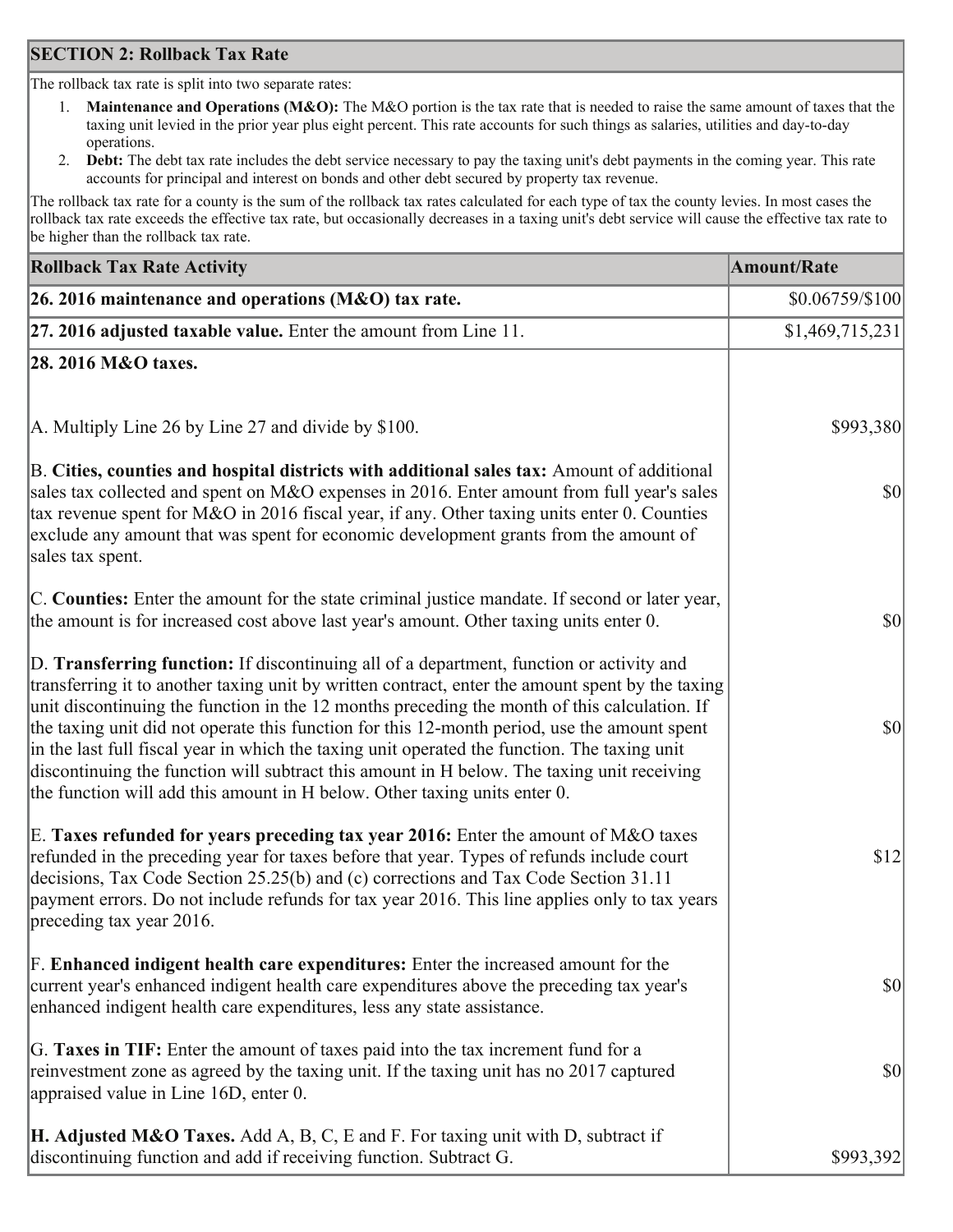## SECTION 2: Rollback Tax Rate

The rollback tax rate is split into two separate rates:

1. **Maintenance and Operations (M&O):** The M&O portion is the tax rate that is needed to raise the same amount of taxes that the taxing unit levied in the prior year plus eight percent. This rate accounts for such things as salaries, utilities and day-to-day operations.
2. **Debt:** The debt tax rate includes the debt service necessary to pay the taxing unit's debt payments in the coming year. This rate accounts for principal and interest on bonds and other debt secured by property tax revenue.

The rollback tax rate for a county is the sum of the rollback tax rates calculated for each type of tax the county levies. In most cases the rollback tax rate exceeds the effective tax rate, but occasionally decreases in a taxing unit's debt service will cause the effective tax rate to be higher than the rollback tax rate.

| Rollback Tax Rate Activity | Amount/Rate |
|---|---|
| **26. 2016 maintenance and operations (M&O) tax rate.** | $0.06759/$100 |
| **27. 2016 adjusted taxable value.** Enter the amount from Line 11. | $1,469,715,231 |
| **28. 2016 M&O taxes.** | |
| A. Multiply Line 26 by Line 27 and divide by $100. | $993,380 |
| B. **Cities, counties and hospital districts with additional sales tax:** Amount of additional sales tax collected and spent on M&O expenses in 2016. Enter amount from full year's sales tax revenue spent for M&O in 2016 fiscal year, if any. Other taxing units enter 0. Counties exclude any amount that was spent for economic development grants from the amount of sales tax spent. | $0 |
| C. **Counties:** Enter the amount for the state criminal justice mandate. If second or later year, the amount is for increased cost above last year's amount. Other taxing units enter 0. | $0 |
| D. **Transferring function:** If discontinuing all of a department, function or activity and transferring it to another taxing unit by written contract, enter the amount spent by the taxing unit discontinuing the function in the 12 months preceding the month of this calculation. If the taxing unit did not operate this function for this 12-month period, use the amount spent in the last full fiscal year in which the taxing unit operated the function. The taxing unit discontinuing the function will subtract this amount in H below. The taxing unit receiving the function will add this amount in H below. Other taxing units enter 0. | $0 |
| E. **Taxes refunded for years preceding tax year 2016:** Enter the amount of M&O taxes refunded in the preceding year for taxes before that year. Types of refunds include court decisions, Tax Code Section 25.25(b) and (c) corrections and Tax Code Section 31.11 payment errors. Do not include refunds for tax year 2016. This line applies only to tax years preceding tax year 2016. | $12 |
| F. **Enhanced indigent health care expenditures:** Enter the increased amount for the current year's enhanced indigent health care expenditures above the preceding tax year's enhanced indigent health care expenditures, less any state assistance. | $0 |
| G. **Taxes in TIF:** Enter the amount of taxes paid into the tax increment fund for a reinvestment zone as agreed by the taxing unit. If the taxing unit has no 2017 captured appraised value in Line 16D, enter 0. | $0 |
| **H. Adjusted M&O Taxes.** Add A, B, C, E and F. For taxing unit with D, subtract if discontinuing function and add if receiving function. Subtract G. | $993,392 |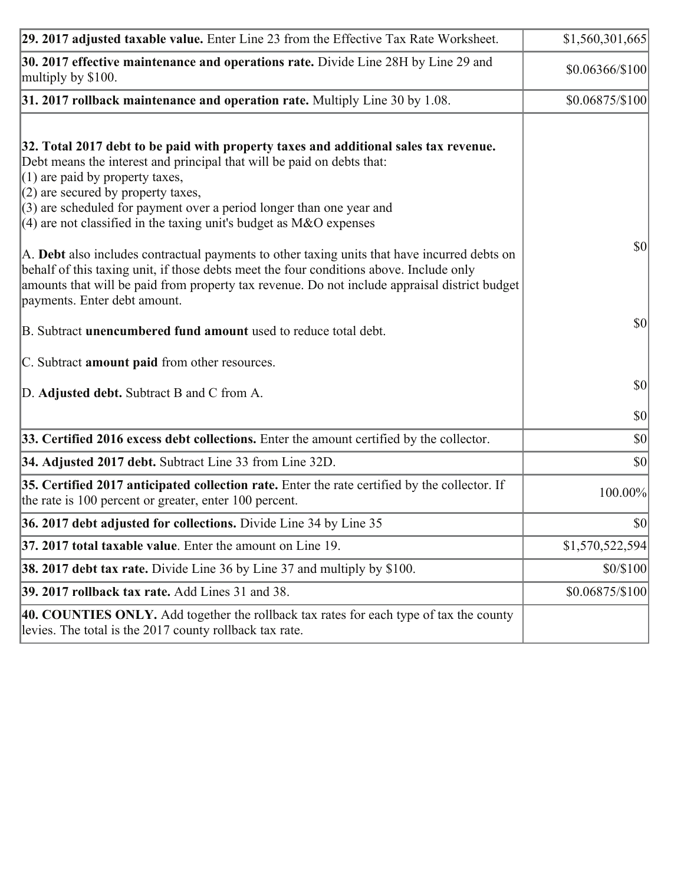| | |
|---|---|
| **29. 2017 adjusted taxable value.** Enter Line 23 from the Effective Tax Rate Worksheet. | $1,560,301,665 |
| **30. 2017 effective maintenance and operations rate.** Divide Line 28H by Line 29 and multiply by $100. | $0.06366/$100 |
| **31. 2017 rollback maintenance and operation rate.** Multiply Line 30 by 1.08. | $0.06875/$100 |
| **32. Total 2017 debt to be paid with property taxes and additional sales tax revenue.** Debt means the interest and principal that will be paid on debts that:<br>(1) are paid by property taxes,<br>(2) are secured by property taxes,<br>(3) are scheduled for payment over a period longer than one year and<br>(4) are not classified in the taxing unit's budget as M&O expenses<br><br>A. **Debt** also includes contractual payments to other taxing units that have incurred debts on behalf of this taxing unit, if those debts meet the four conditions above. Include only amounts that will be paid from property tax revenue. Do not include appraisal district budget payments. Enter debt amount.<br><br>B. Subtract **unencumbered fund amount** used to reduce total debt.<br><br>C. Subtract **amount paid** from other resources.<br><br>D. **Adjusted debt.** Subtract B and C from A. | $0<br><br>$0<br><br>$0<br><br>$0 |
| **33. Certified 2016 excess debt collections.** Enter the amount certified by the collector. | $0 |
| **34. Adjusted 2017 debt.** Subtract Line 33 from Line 32D. | $0 |
| **35. Certified 2017 anticipated collection rate.** Enter the rate certified by the collector. If the rate is 100 percent or greater, enter 100 percent. | 100.00% |
| **36. 2017 debt adjusted for collections.** Divide Line 34 by Line 35 | $0 |
| **37. 2017 total taxable value**. Enter the amount on Line 19. | $1,570,522,594 |
| **38. 2017 debt tax rate.** Divide Line 36 by Line 37 and multiply by $100. | $0/$100 |
| **39. 2017 rollback tax rate.** Add Lines 31 and 38. | $0.06875/$100 |
| **40. COUNTIES ONLY.** Add together the rollback tax rates for each type of tax the county levies. The total is the 2017 county rollback tax rate. | |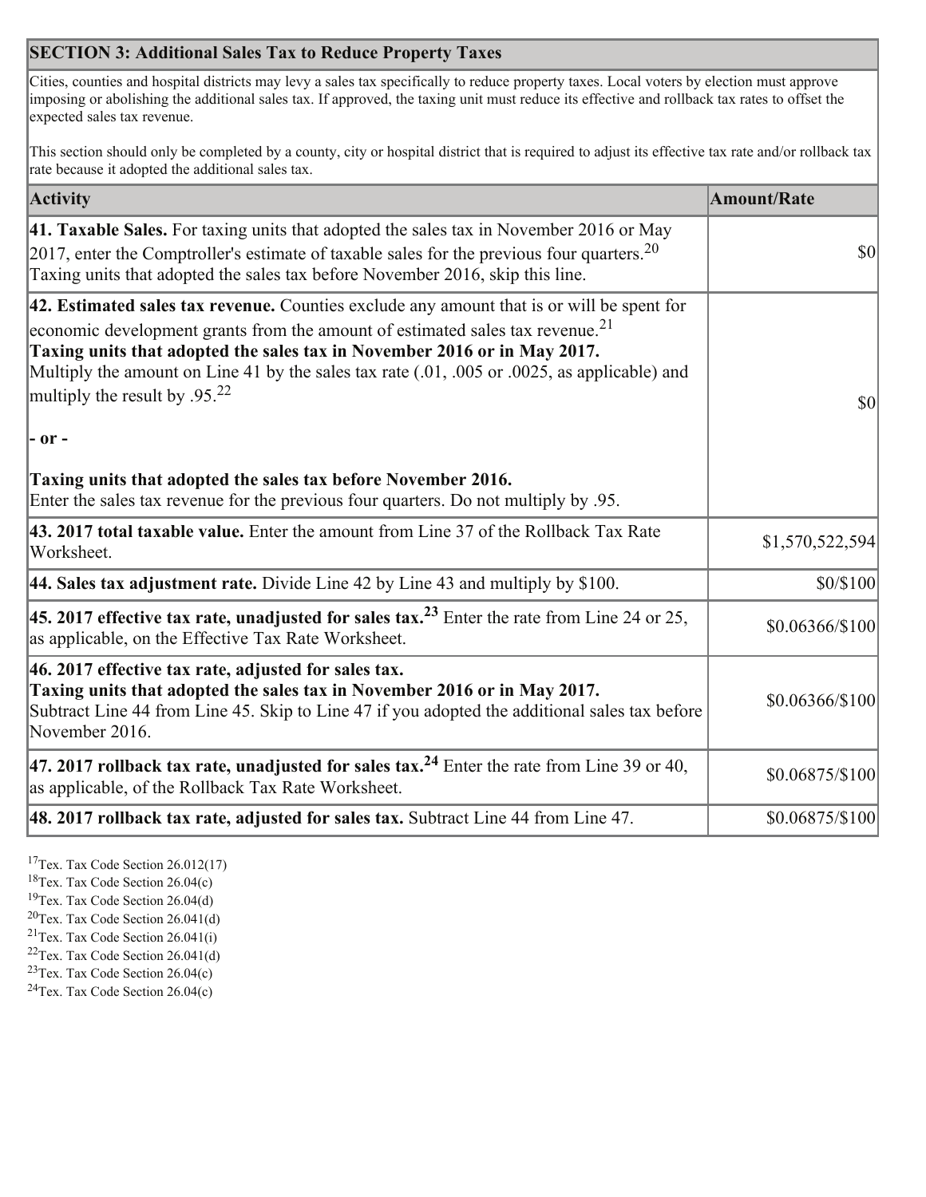## SECTION 3: Additional Sales Tax to Reduce Property Taxes

Cities, counties and hospital districts may levy a sales tax specifically to reduce property taxes. Local voters by election must approve imposing or abolishing the additional sales tax. If approved, the taxing unit must reduce its effective and rollback tax rates to offset the expected sales tax revenue.

This section should only be completed by a county, city or hospital district that is required to adjust its effective tax rate and/or rollback tax rate because it adopted the additional sales tax.

| Activity | Amount/Rate |
|---|---|
| **41. Taxable Sales.** For taxing units that adopted the sales tax in November 2016 or May 2017, enter the Comptroller's estimate of taxable sales for the previous four quarters.[20] Taxing units that adopted the sales tax before November 2016, skip this line. | $0 |
| **42. Estimated sales tax revenue.** Counties exclude any amount that is or will be spent for economic development grants from the amount of estimated sales tax revenue.[21] **Taxing units that adopted the sales tax in November 2016 or in May 2017.** Multiply the amount on Line 41 by the sales tax rate (.01, .005 or .0025, as applicable) and multiply the result by .95.[22] **- or -** **Taxing units that adopted the sales tax before November 2016.** Enter the sales tax revenue for the previous four quarters. Do not multiply by .95. | $0 |
| **43. 2017 total taxable value.** Enter the amount from Line 37 of the Rollback Tax Rate Worksheet. | $1,570,522,594 |
| **44. Sales tax adjustment rate.** Divide Line 42 by Line 43 and multiply by $100. | $0/$100 |
| **45. 2017 effective tax rate, unadjusted for sales tax.[23]** Enter the rate from Line 24 or 25, as applicable, on the Effective Tax Rate Worksheet. | $0.06366/$100 |
| **46. 2017 effective tax rate, adjusted for sales tax.** **Taxing units that adopted the sales tax in November 2016 or in May 2017.** Subtract Line 44 from Line 45. Skip to Line 47 if you adopted the additional sales tax before November 2016. | $0.06366/$100 |
| **47. 2017 rollback tax rate, unadjusted for sales tax.[24]** Enter the rate from Line 39 or 40, as applicable, of the Rollback Tax Rate Worksheet. | $0.06875/$100 |
| **48. 2017 rollback tax rate, adjusted for sales tax.** Subtract Line 44 from Line 47. | $0.06875/$100 |

[17] Tex. Tax Code Section 26.012(17)
[18] Tex. Tax Code Section 26.04(c)
[19] Tex. Tax Code Section 26.04(d)
[20] Tex. Tax Code Section 26.041(d)
[21] Tex. Tax Code Section 26.041(i)
[22] Tex. Tax Code Section 26.041(d)
[23] Tex. Tax Code Section 26.04(c)
[24] Tex. Tax Code Section 26.04(c)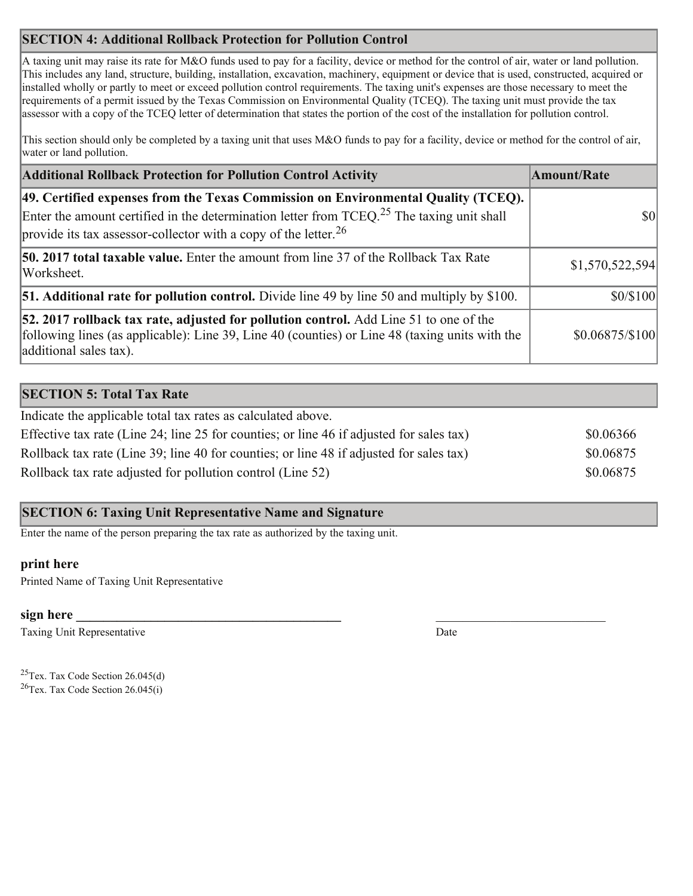## SECTION 4: Additional Rollback Protection for Pollution Control

A taxing unit may raise its rate for M&O funds used to pay for a facility, device or method for the control of air, water or land pollution. This includes any land, structure, building, installation, excavation, machinery, equipment or device that is used, constructed, acquired or installed wholly or partly to meet or exceed pollution control requirements. The taxing unit's expenses are those necessary to meet the requirements of a permit issued by the Texas Commission on Environmental Quality (TCEQ). The taxing unit must provide the tax assessor with a copy of the TCEQ letter of determination that states the portion of the cost of the installation for pollution control.

This section should only be completed by a taxing unit that uses M&O funds to pay for a facility, device or method for the control of air, water or land pollution.

| Additional Rollback Protection for Pollution Control Activity | Amount/Rate |
|---|---|
| **49. Certified expenses from the Texas Commission on Environmental Quality (TCEQ).** Enter the amount certified in the determination letter from TCEQ.[25] The taxing unit shall provide its tax assessor-collector with a copy of the letter.[26] | $0 |
| **50. 2017 total taxable value.** Enter the amount from line 37 of the Rollback Tax Rate Worksheet. | $1,570,522,594 |
| **51. Additional rate for pollution control.** Divide line 49 by line 50 and multiply by $100. | $0/$100 |
| **52. 2017 rollback tax rate, adjusted for pollution control.** Add Line 51 to one of the following lines (as applicable): Line 39, Line 40 (counties) or Line 48 (taxing units with the additional sales tax). | $0.06875/$100 |

## SECTION 5: Total Tax Rate

Indicate the applicable total tax rates as calculated above.

| | |
|---|---|
| Effective tax rate (Line 24; line 25 for counties; or line 46 if adjusted for sales tax) | $0.06366 |
| Rollback tax rate (Line 39; line 40 for counties; or line 48 if adjusted for sales tax) | $0.06875 |
| Rollback tax rate adjusted for pollution control (Line 52) | $0.06875 |

## SECTION 6: Taxing Unit Representative Name and Signature

Enter the name of the person preparing the tax rate as authorized by the taxing unit.

**print here**

Printed Name of Taxing Unit Representative

**sign here** ________________________________________ ____________________________

Taxing Unit Representative Date

[25] Tex. Tax Code Section 26.045(d)
[26] Tex. Tax Code Section 26.045(i)